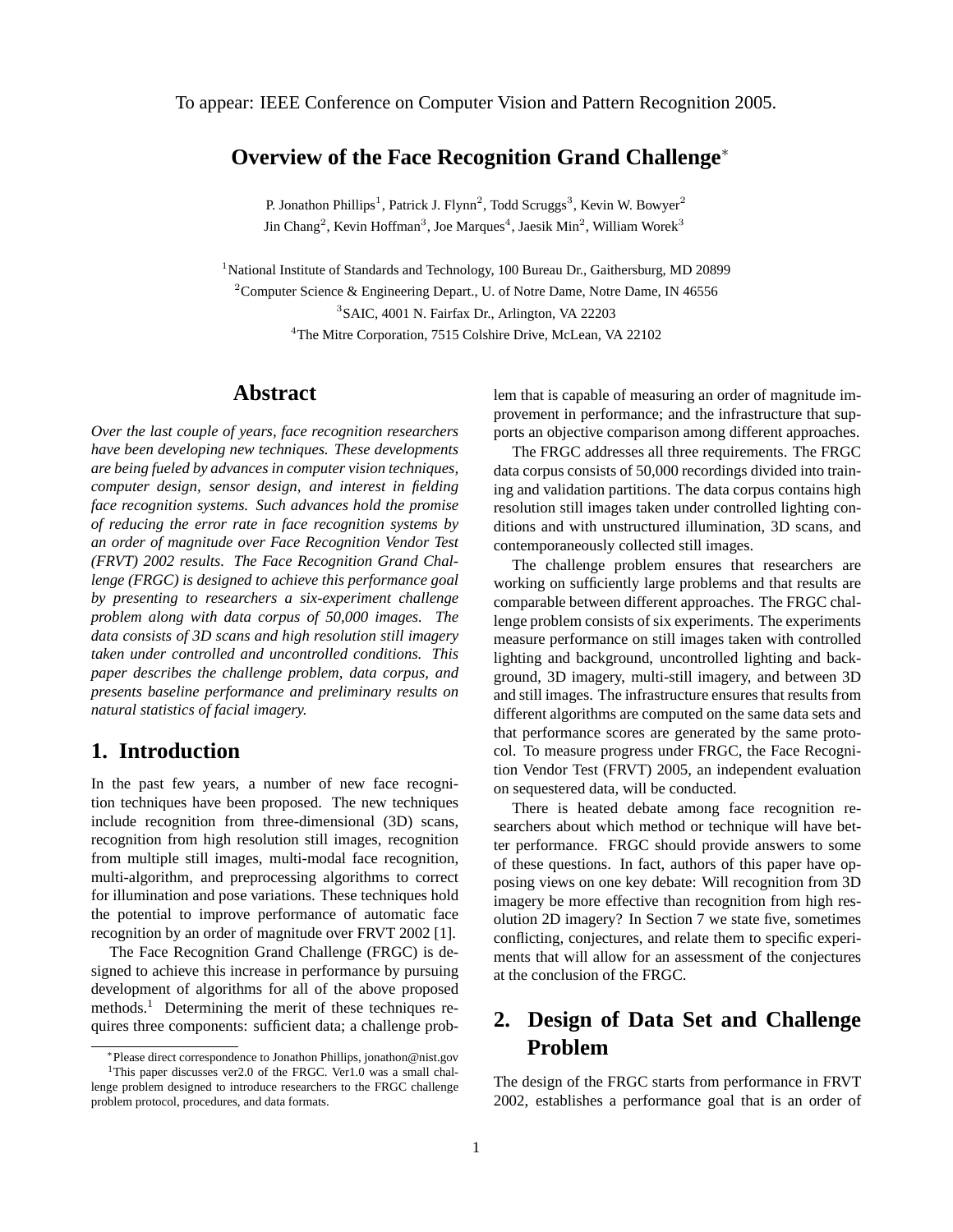To appear: IEEE Conference on Computer Vision and Pattern Recognition 2005.

# Overview of the Face Recognition Grand Challenge*

P. Jonathon Phillips[1], Patrick J. Flynn[2], Todd Scruggs[3], Kevin W. Bowyer[2]
Jin Chang[2], Kevin Hoffman[3], Joe Marques[4], Jaesik Min[2], William Worek[3]

[1]National Institute of Standards and Technology, 100 Bureau Dr., Gaithersburg, MD 20899
[2]Computer Science & Engineering Depart., U. of Notre Dame, Notre Dame, IN 46556
[3]SAIC, 4001 N. Fairfax Dr., Arlington, VA 22203
[4]The Mitre Corporation, 7515 Colshire Drive, McLean, VA 22102

## Abstract

*Over the last couple of years, face recognition researchers have been developing new techniques. These developments are being fueled by advances in computer vision techniques, computer design, sensor design, and interest in fielding face recognition systems. Such advances hold the promise of reducing the error rate in face recognition systems by an order of magnitude over Face Recognition Vendor Test (FRVT) 2002 results. The Face Recognition Grand Challenge (FRGC) is designed to achieve this performance goal by presenting to researchers a six-experiment challenge problem along with data corpus of 50,000 images. The data consists of 3D scans and high resolution still imagery taken under controlled and uncontrolled conditions. This paper describes the challenge problem, data corpus, and presents baseline performance and preliminary results on natural statistics of facial imagery.*

## 1. Introduction

In the past few years, a number of new face recognition techniques have been proposed. The new techniques include recognition from three-dimensional (3D) scans, recognition from high resolution still images, recognition from multiple still images, multi-modal face recognition, multi-algorithm, and preprocessing algorithms to correct for illumination and pose variations. These techniques hold the potential to improve performance of automatic face recognition by an order of magnitude over FRVT 2002 [1].

The Face Recognition Grand Challenge (FRGC) is designed to achieve this increase in performance by pursuing development of algorithms for all of the above proposed methods.[1] Determining the merit of these techniques requires three components: sufficient data; a challenge problem that is capable of measuring an order of magnitude improvement in performance; and the infrastructure that supports an objective comparison among different approaches.

The FRGC addresses all three requirements. The FRGC data corpus consists of 50,000 recordings divided into training and validation partitions. The data corpus contains high resolution still images taken under controlled lighting conditions and with unstructured illumination, 3D scans, and contemporaneously collected still images.

The challenge problem ensures that researchers are working on sufficiently large problems and that results are comparable between different approaches. The FRGC challenge problem consists of six experiments. The experiments measure performance on still images taken with controlled lighting and background, uncontrolled lighting and background, 3D imagery, multi-still imagery, and between 3D and still images. The infrastructure ensures that results from different algorithms are computed on the same data sets and that performance scores are generated by the same protocol. To measure progress under FRGC, the Face Recognition Vendor Test (FRVT) 2005, an independent evaluation on sequestered data, will be conducted.

There is heated debate among face recognition researchers about which method or technique will have better performance. FRGC should provide answers to some of these questions. In fact, authors of this paper have opposing views on one key debate: Will recognition from 3D imagery be more effective than recognition from high resolution 2D imagery? In Section 7 we state five, sometimes conflicting, conjectures, and relate them to specific experiments that will allow for an assessment of the conjectures at the conclusion of the FRGC.

## 2. Design of Data Set and Challenge Problem

The design of the FRGC starts from performance in FRVT 2002, establishes a performance goal that is an order of

*Please direct correspondence to Jonathon Phillips, jonathon@nist.gov

[1]This paper discusses ver2.0 of the FRGC. Ver1.0 was a small challenge problem designed to introduce researchers to the FRGC challenge problem protocol, procedures, and data formats.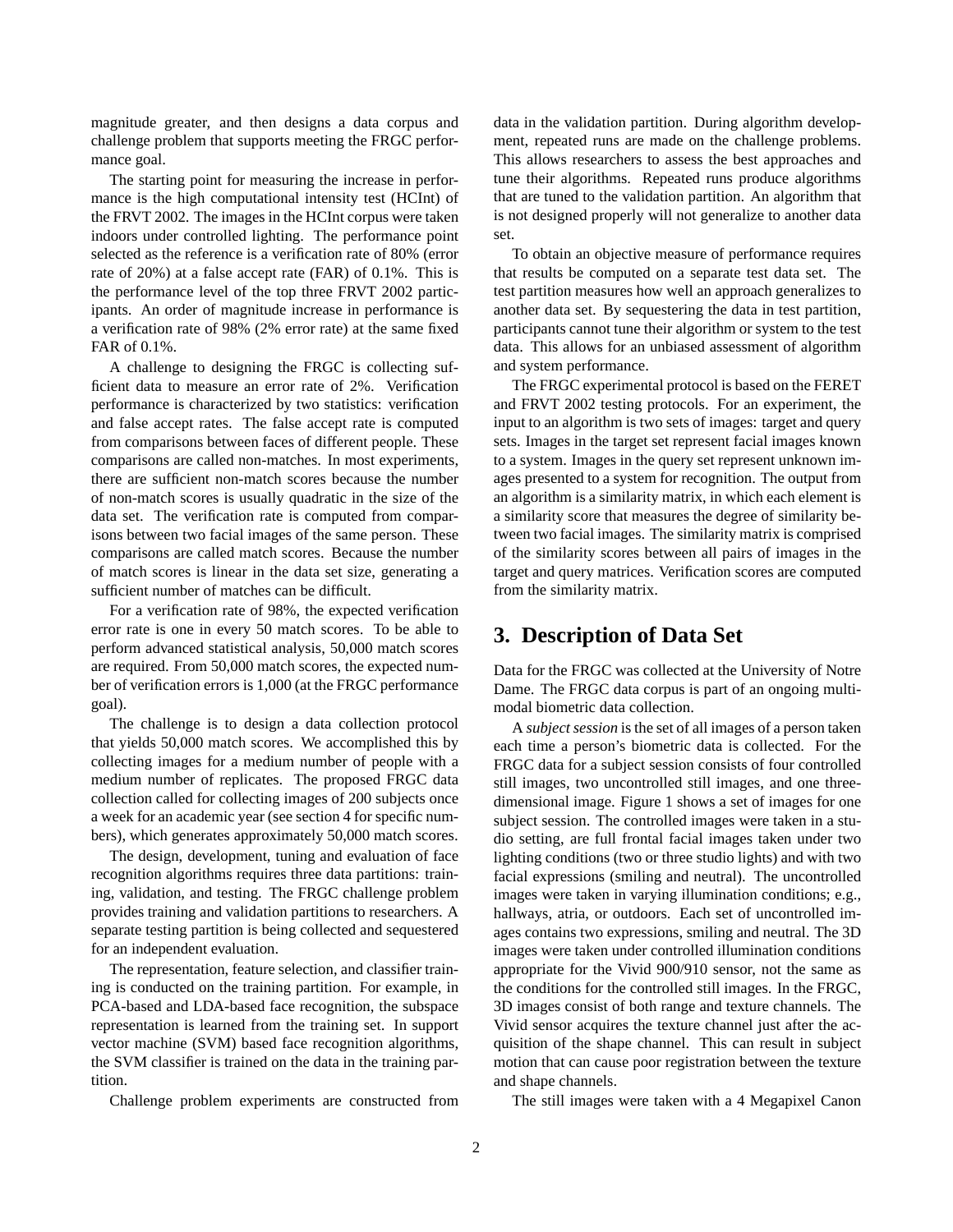magnitude greater, and then designs a data corpus and challenge problem that supports meeting the FRGC performance goal.

The starting point for measuring the increase in performance is the high computational intensity test (HCInt) of the FRVT 2002. The images in the HCInt corpus were taken indoors under controlled lighting. The performance point selected as the reference is a verification rate of 80% (error rate of 20%) at a false accept rate (FAR) of 0.1%. This is the performance level of the top three FRVT 2002 participants. An order of magnitude increase in performance is a verification rate of 98% (2% error rate) at the same fixed FAR of 0.1%.

A challenge to designing the FRGC is collecting sufficient data to measure an error rate of 2%. Verification performance is characterized by two statistics: verification and false accept rates. The false accept rate is computed from comparisons between faces of different people. These comparisons are called non-matches. In most experiments, there are sufficient non-match scores because the number of non-match scores is usually quadratic in the size of the data set. The verification rate is computed from comparisons between two facial images of the same person. These comparisons are called match scores. Because the number of match scores is linear in the data set size, generating a sufficient number of matches can be difficult.

For a verification rate of 98%, the expected verification error rate is one in every 50 match scores. To be able to perform advanced statistical analysis, 50,000 match scores are required. From 50,000 match scores, the expected number of verification errors is 1,000 (at the FRGC performance goal).

The challenge is to design a data collection protocol that yields 50,000 match scores. We accomplished this by collecting images for a medium number of people with a medium number of replicates. The proposed FRGC data collection called for collecting images of 200 subjects once a week for an academic year (see section 4 for specific numbers), which generates approximately 50,000 match scores.

The design, development, tuning and evaluation of face recognition algorithms requires three data partitions: training, validation, and testing. The FRGC challenge problem provides training and validation partitions to researchers. A separate testing partition is being collected and sequestered for an independent evaluation.

The representation, feature selection, and classifier training is conducted on the training partition. For example, in PCA-based and LDA-based face recognition, the subspace representation is learned from the training set. In support vector machine (SVM) based face recognition algorithms, the SVM classifier is trained on the data in the training partition.

Challenge problem experiments are constructed from data in the validation partition. During algorithm development, repeated runs are made on the challenge problems. This allows researchers to assess the best approaches and tune their algorithms. Repeated runs produce algorithms that are tuned to the validation partition. An algorithm that is not designed properly will not generalize to another data set.

To obtain an objective measure of performance requires that results be computed on a separate test data set. The test partition measures how well an approach generalizes to another data set. By sequestering the data in test partition, participants cannot tune their algorithm or system to the test data. This allows for an unbiased assessment of algorithm and system performance.

The FRGC experimental protocol is based on the FERET and FRVT 2002 testing protocols. For an experiment, the input to an algorithm is two sets of images: target and query sets. Images in the target set represent facial images known to a system. Images in the query set represent unknown images presented to a system for recognition. The output from an algorithm is a similarity matrix, in which each element is a similarity score that measures the degree of similarity between two facial images. The similarity matrix is comprised of the similarity scores between all pairs of images in the target and query matrices. Verification scores are computed from the similarity matrix.

# 3. Description of Data Set

Data for the FRGC was collected at the University of Notre Dame. The FRGC data corpus is part of an ongoing multimodal biometric data collection.

A *subject session* is the set of all images of a person taken each time a person's biometric data is collected. For the FRGC data for a subject session consists of four controlled still images, two uncontrolled still images, and one three-dimensional image. Figure 1 shows a set of images for one subject session. The controlled images were taken in a studio setting, are full frontal facial images taken under two lighting conditions (two or three studio lights) and with two facial expressions (smiling and neutral). The uncontrolled images were taken in varying illumination conditions; e.g., hallways, atria, or outdoors. Each set of uncontrolled images contains two expressions, smiling and neutral. The 3D images were taken under controlled illumination conditions appropriate for the Vivid 900/910 sensor, not the same as the conditions for the controlled still images. In the FRGC, 3D images consist of both range and texture channels. The Vivid sensor acquires the texture channel just after the acquisition of the shape channel. This can result in subject motion that can cause poor registration between the texture and shape channels.

The still images were taken with a 4 Megapixel Canon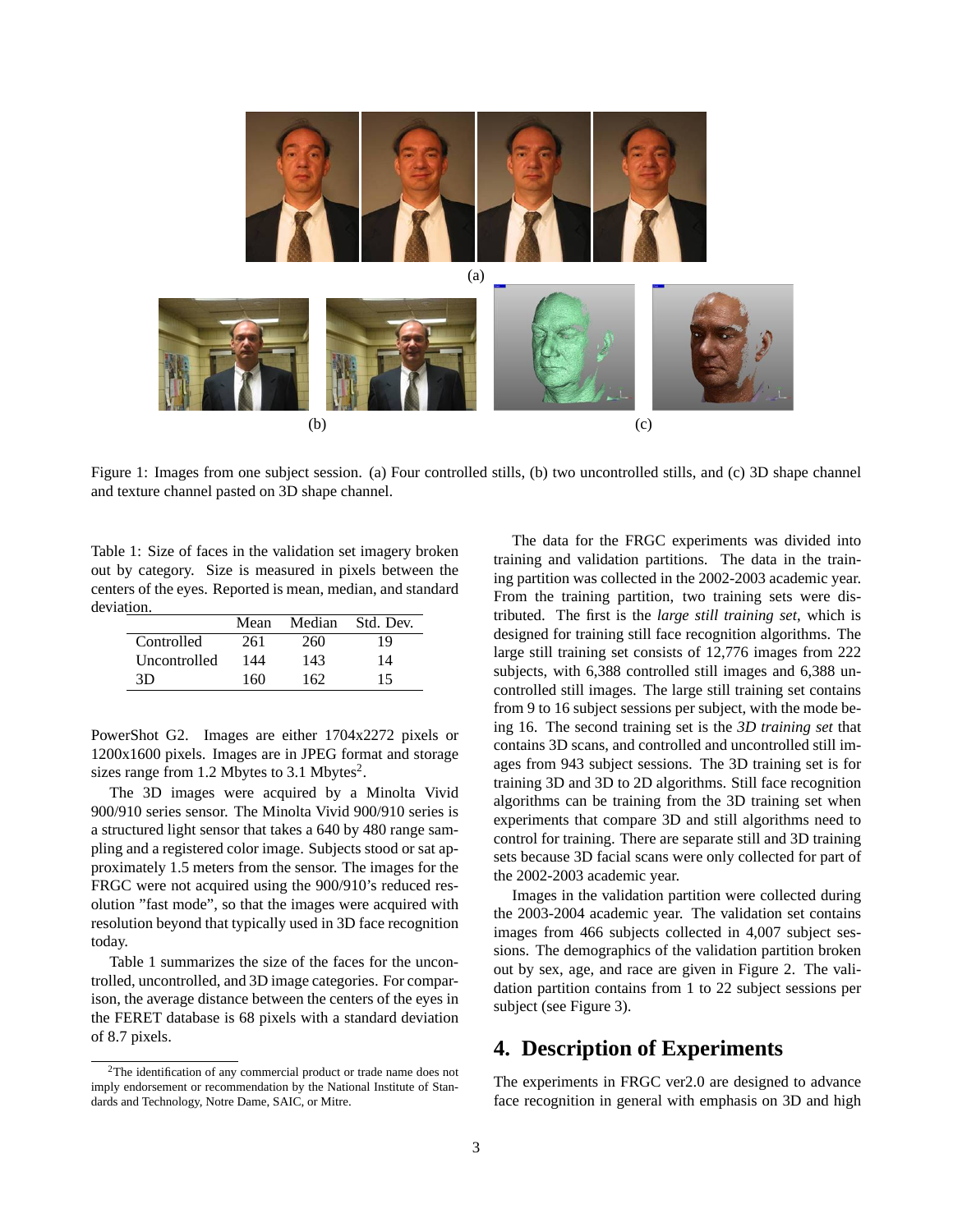Figure 1: Images from one subject session. (a) Four controlled stills, (b) two uncontrolled stills, and (c) 3D shape channel and texture channel pasted on 3D shape channel.

Table 1: Size of faces in the validation set imagery broken out by category. Size is measured in pixels between the centers of the eyes. Reported is mean, median, and standard deviation.

| | Mean | Median | Std. Dev. |
|---|---|---|---|
| Controlled | 261 | 260 | 19 |
| Uncontrolled | 144 | 143 | 14 |
| 3D | 160 | 162 | 15 |

PowerShot G2. Images are either 1704x2272 pixels or 1200x1600 pixels. Images are in JPEG format and storage sizes range from 1.2 Mbytes to 3.1 Mbytes[2].

The 3D images were acquired by a Minolta Vivid 900/910 series sensor. The Minolta Vivid 900/910 series is a structured light sensor that takes a 640 by 480 range sampling and a registered color image. Subjects stood or sat approximately 1.5 meters from the sensor. The images for the FRGC were not acquired using the 900/910's reduced resolution "fast mode", so that the images were acquired with resolution beyond that typically used in 3D face recognition today.

Table 1 summarizes the size of the faces for the uncontrolled, uncontrolled, and 3D image categories. For comparison, the average distance between the centers of the eyes in the FERET database is 68 pixels with a standard deviation of 8.7 pixels.

[2]The identification of any commercial product or trade name does not imply endorsement or recommendation by the National Institute of Standards and Technology, Notre Dame, SAIC, or Mitre.

The data for the FRGC experiments was divided into training and validation partitions. The data in the training partition was collected in the 2002-2003 academic year. From the training partition, two training sets were distributed. The first is the *large still training set*, which is designed for training still face recognition algorithms. The large still training set consists of 12,776 images from 222 subjects, with 6,388 controlled still images and 6,388 uncontrolled still images. The large still training set contains from 9 to 16 subject sessions per subject, with the mode being 16. The second training set is the *3D training set* that contains 3D scans, and controlled and uncontrolled still images from 943 subject sessions. The 3D training set is for training 3D and 3D to 2D algorithms. Still face recognition algorithms can be training from the 3D training set when experiments that compare 3D and still algorithms need to control for training. There are separate still and 3D training sets because 3D facial scans were only collected for part of the 2002-2003 academic year.

Images in the validation partition were collected during the 2003-2004 academic year. The validation set contains images from 466 subjects collected in 4,007 subject sessions. The demographics of the validation partition broken out by sex, age, and race are given in Figure 2. The validation partition contains from 1 to 22 subject sessions per subject (see Figure 3).

## 4. Description of Experiments

The experiments in FRGC ver2.0 are designed to advance face recognition in general with emphasis on 3D and high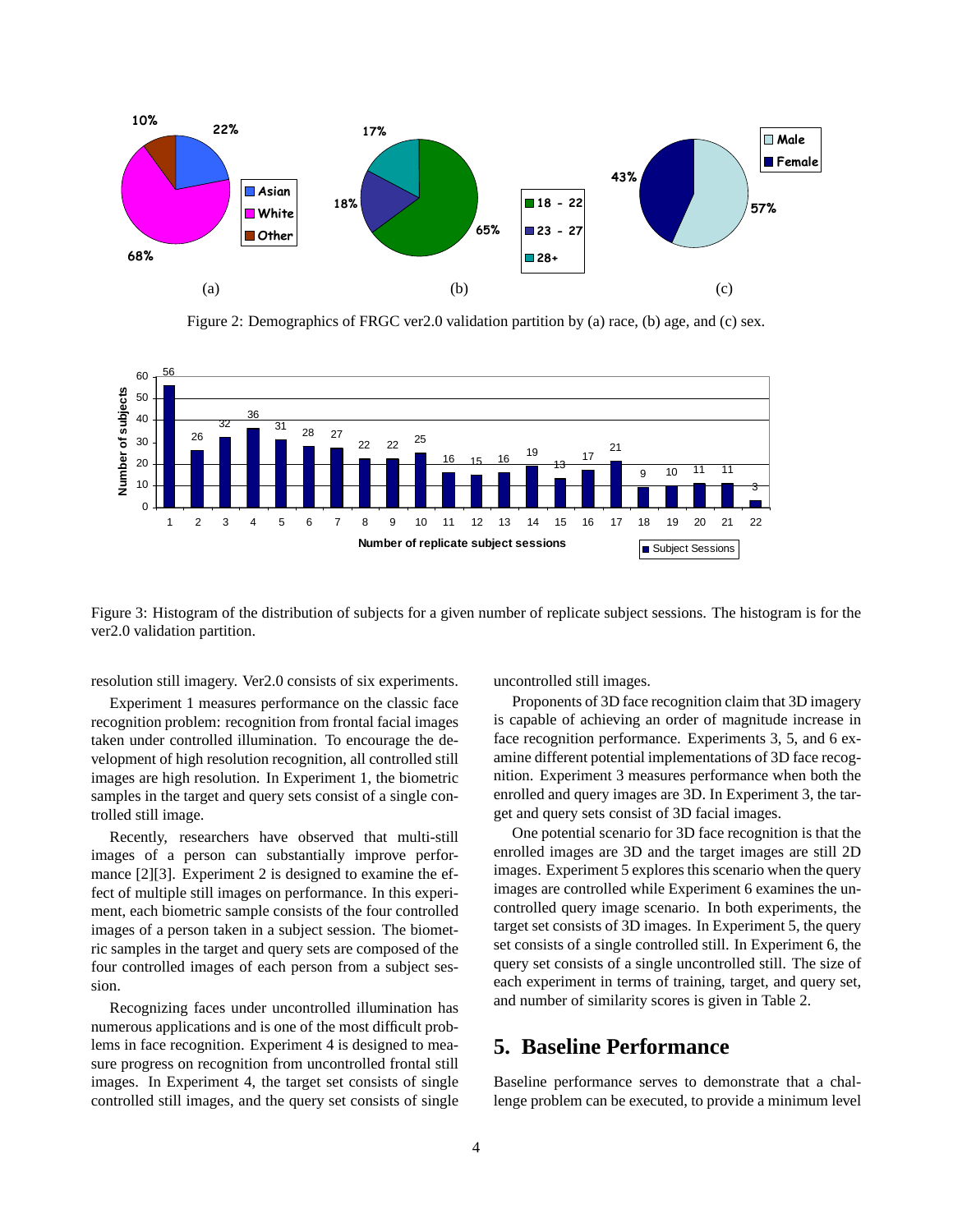Figure 2: Demographics of FRGC ver2.0 validation partition by (a) race, (b) age, and (c) sex.

Figure 3: Histogram of the distribution of subjects for a given number of replicate subject sessions. The histogram is for the ver2.0 validation partition.

resolution still imagery. Ver2.0 consists of six experiments.

Experiment 1 measures performance on the classic face recognition problem: recognition from frontal facial images taken under controlled illumination. To encourage the development of high resolution recognition, all controlled still images are high resolution. In Experiment 1, the biometric samples in the target and query sets consist of a single controlled still image.

Recently, researchers have observed that multi-still images of a person can substantially improve performance [2][3]. Experiment 2 is designed to examine the effect of multiple still images on performance. In this experiment, each biometric sample consists of the four controlled images of a person taken in a subject session. The biometric samples in the target and query sets are composed of the four controlled images of each person from a subject session.

Recognizing faces under uncontrolled illumination has numerous applications and is one of the most difficult problems in face recognition. Experiment 4 is designed to measure progress on recognition from uncontrolled frontal still images. In Experiment 4, the target set consists of single controlled still images, and the query set consists of single uncontrolled still images.

Proponents of 3D face recognition claim that 3D imagery is capable of achieving an order of magnitude increase in face recognition performance. Experiments 3, 5, and 6 examine different potential implementations of 3D face recognition. Experiment 3 measures performance when both the enrolled and query images are 3D. In Experiment 3, the target and query sets consist of 3D facial images.

One potential scenario for 3D face recognition is that the enrolled images are 3D and the target images are still 2D images. Experiment 5 explores this scenario when the query images are controlled while Experiment 6 examines the uncontrolled query image scenario. In both experiments, the target set consists of 3D images. In Experiment 5, the query set consists of a single controlled still. In Experiment 6, the query set consists of a single uncontrolled still. The size of each experiment in terms of training, target, and query set, and number of similarity scores is given in Table 2.

# 5. Baseline Performance

Baseline performance serves to demonstrate that a challenge problem can be executed, to provide a minimum level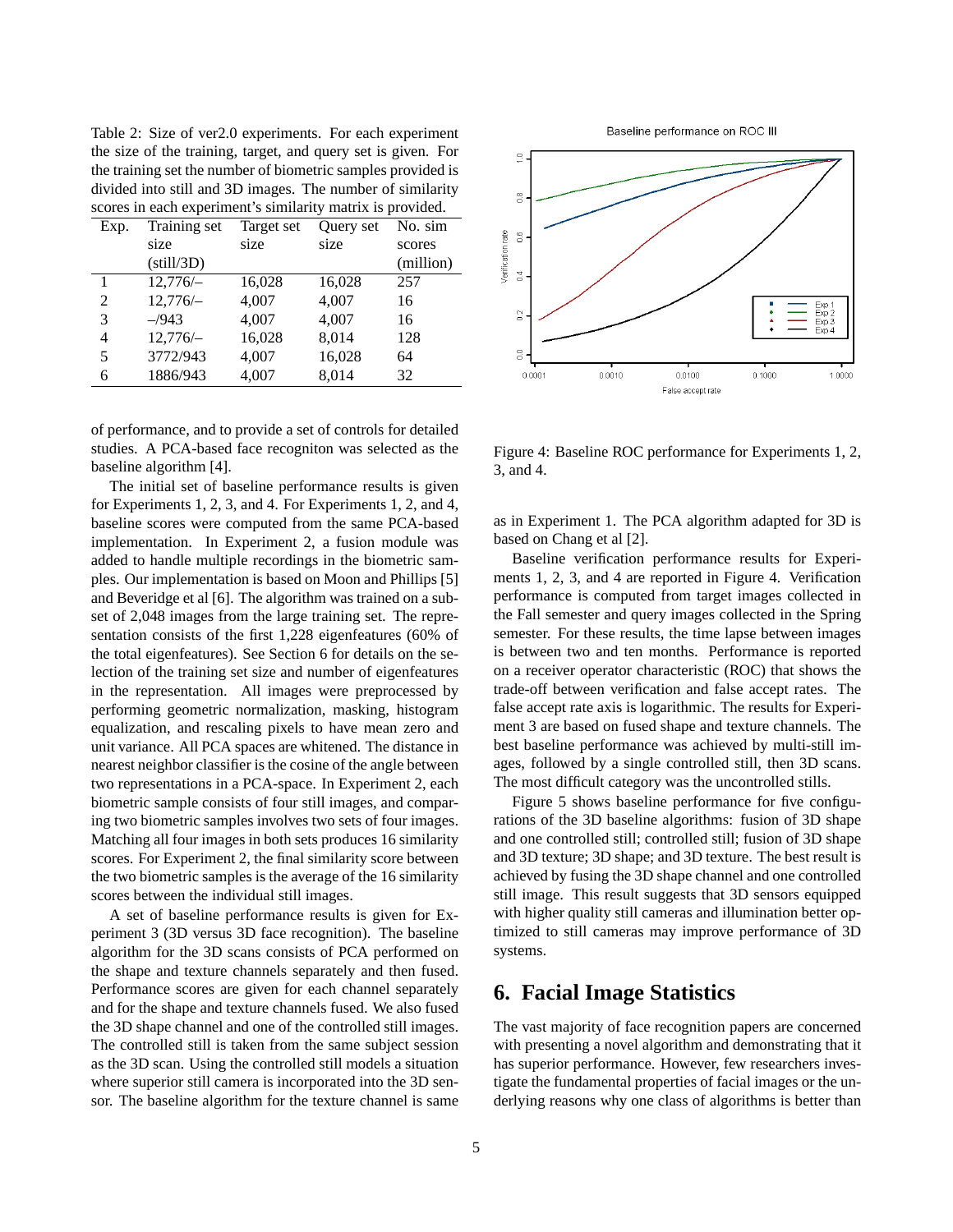Table 2: Size of ver2.0 experiments. For each experiment the size of the training, target, and query set is given. For the training set the number of biometric samples provided is divided into still and 3D images. The number of similarity scores in each experiment's similarity matrix is provided.

| Exp. | Training set size (still/3D) | Target set size | Query set size | No. sim scores (million) |
|---|---|---|---|---|
| 1 | 12,776/– | 16,028 | 16,028 | 257 |
| 2 | 12,776/– | 4,007 | 4,007 | 16 |
| 3 | –/943 | 4,007 | 4,007 | 16 |
| 4 | 12,776/– | 16,028 | 8,014 | 128 |
| 5 | 3772/943 | 4,007 | 16,028 | 64 |
| 6 | 1886/943 | 4,007 | 8,014 | 32 |

of performance, and to provide a set of controls for detailed studies. A PCA-based face recogniton was selected as the baseline algorithm [4].

The initial set of baseline performance results is given for Experiments 1, 2, 3, and 4. For Experiments 1, 2, and 4, baseline scores were computed from the same PCA-based implementation. In Experiment 2, a fusion module was added to handle multiple recordings in the biometric samples. Our implementation is based on Moon and Phillips [5] and Beveridge et al [6]. The algorithm was trained on a subset of 2,048 images from the large training set. The representation consists of the first 1,228 eigenfeatures (60% of the total eigenfeatures). See Section 6 for details on the selection of the training set size and number of eigenfeatures in the representation. All images were preprocessed by performing geometric normalization, masking, histogram equalization, and rescaling pixels to have mean zero and unit variance. All PCA spaces are whitened. The distance in nearest neighbor classifier is the cosine of the angle between two representations in a PCA-space. In Experiment 2, each biometric sample consists of four still images, and comparing two biometric samples involves two sets of four images. Matching all four images in both sets produces 16 similarity scores. For Experiment 2, the final similarity score between the two biometric samples is the average of the 16 similarity scores between the individual still images.

A set of baseline performance results is given for Experiment 3 (3D versus 3D face recognition). The baseline algorithm for the 3D scans consists of PCA performed on the shape and texture channels separately and then fused. Performance scores are given for each channel separately and for the shape and texture channels fused. We also fused the 3D shape channel and one of the controlled still images. The controlled still is taken from the same subject session as the 3D scan. Using the controlled still models a situation where superior still camera is incorporated into the 3D sensor. The baseline algorithm for the texture channel is same as in Experiment 1. The PCA algorithm adapted for 3D is based on Chang et al [2].

Figure 4: Baseline ROC performance for Experiments 1, 2, 3, and 4.

Baseline verification performance results for Experiments 1, 2, 3, and 4 are reported in Figure 4. Verification performance is computed from target images collected in the Fall semester and query images collected in the Spring semester. For these results, the time lapse between images is between two and ten months. Performance is reported on a receiver operator characteristic (ROC) that shows the trade-off between verification and false accept rates. The false accept rate axis is logarithmic. The results for Experiment 3 are based on fused shape and texture channels. The best baseline performance was achieved by multi-still images, followed by a single controlled still, then 3D scans. The most difficult category was the uncontrolled stills.

Figure 5 shows baseline performance for five configurations of the 3D baseline algorithms: fusion of 3D shape and one controlled still; controlled still; fusion of 3D shape and 3D texture; 3D shape; and 3D texture. The best result is achieved by fusing the 3D shape channel and one controlled still image. This result suggests that 3D sensors equipped with higher quality still cameras and illumination better optimized to still cameras may improve performance of 3D systems.

## 6. Facial Image Statistics

The vast majority of face recognition papers are concerned with presenting a novel algorithm and demonstrating that it has superior performance. However, few researchers investigate the fundamental properties of facial images or the underlying reasons why one class of algorithms is better than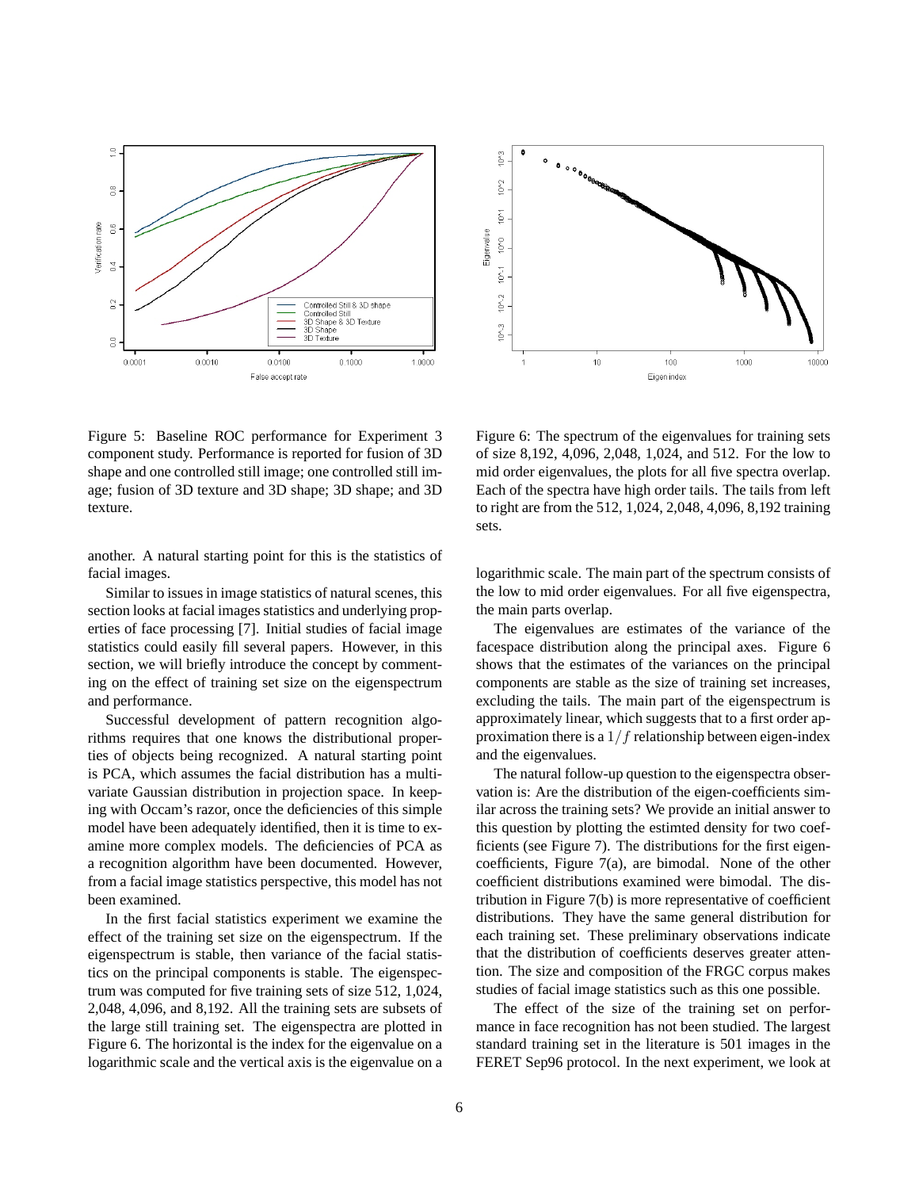Figure 5: Baseline ROC performance for Experiment 3 component study. Performance is reported for fusion of 3D shape and one controlled still image; one controlled still image; fusion of 3D texture and 3D shape; 3D shape; and 3D texture.

Figure 6: The spectrum of the eigenvalues for training sets of size 8,192, 4,096, 2,048, 1,024, and 512. For the low to mid order eigenvalues, the plots for all five spectra overlap. Each of the spectra have high order tails. The tails from left to right are from the 512, 1,024, 2,048, 4,096, 8,192 training sets.

another. A natural starting point for this is the statistics of facial images.

Similar to issues in image statistics of natural scenes, this section looks at facial images statistics and underlying properties of face processing [7]. Initial studies of facial image statistics could easily fill several papers. However, in this section, we will briefly introduce the concept by commenting on the effect of training set size on the eigenspectrum and performance.

Successful development of pattern recognition algorithms requires that one knows the distributional properties of objects being recognized. A natural starting point is PCA, which assumes the facial distribution has a multivariate Gaussian distribution in projection space. In keeping with Occam's razor, once the deficiencies of this simple model have been adequately identified, then it is time to examine more complex models. The deficiencies of PCA as a recognition algorithm have been documented. However, from a facial image statistics perspective, this model has not been examined.

In the first facial statistics experiment we examine the effect of the training set size on the eigenspectrum. If the eigenspectrum is stable, then variance of the facial statistics on the principal components is stable. The eigenspectrum was computed for five training sets of size 512, 1,024, 2,048, 4,096, and 8,192. All the training sets are subsets of the large still training set. The eigenspectra are plotted in Figure 6. The horizontal is the index for the eigenvalue on a logarithmic scale and the vertical axis is the eigenvalue on a logarithmic scale. The main part of the spectrum consists of the low to mid order eigenvalues. For all five eigenspectra, the main parts overlap.

The eigenvalues are estimates of the variance of the facespace distribution along the principal axes. Figure 6 shows that the estimates of the variances on the principal components are stable as the size of training set increases, excluding the tails. The main part of the eigenspectrum is approximately linear, which suggests that to a first order approximation there is a $1/f$ relationship between eigen-index and the eigenvalues.

The natural follow-up question to the eigenspectra observation is: Are the distribution of the eigen-coefficients similar across the training sets? We provide an initial answer to this question by plotting the estimted density for two coefficients (see Figure 7). The distributions for the first eigen-coefficients, Figure 7(a), are bimodal. None of the other coefficient distributions examined were bimodal. The distribution in Figure 7(b) is more representative of coefficient distributions. They have the same general distribution for each training set. These preliminary observations indicate that the distribution of coefficients deserves greater attention. The size and composition of the FRGC corpus makes studies of facial image statistics such as this one possible.

The effect of the size of the training set on performance in face recognition has not been studied. The largest standard training set in the literature is 501 images in the FERET Sep96 protocol. In the next experiment, we look at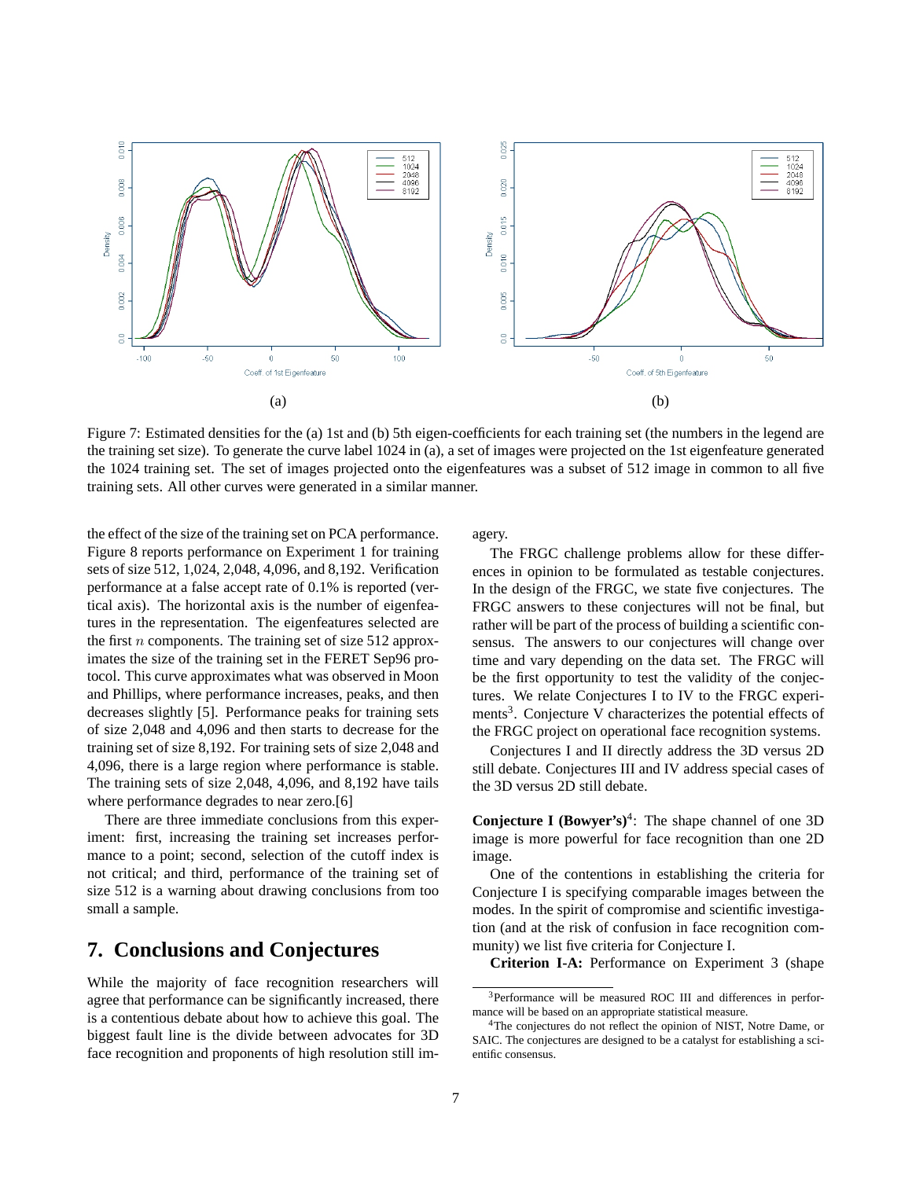Figure 7: Estimated densities for the (a) 1st and (b) 5th eigen-coefficients for each training set (the numbers in the legend are the training set size). To generate the curve label 1024 in (a), a set of images were projected on the 1st eigenfeature generated the 1024 training set. The set of images projected onto the eigenfeatures was a subset of 512 image in common to all five training sets. All other curves were generated in a similar manner.

the effect of the size of the training set on PCA performance. Figure 8 reports performance on Experiment 1 for training sets of size 512, 1,024, 2,048, 4,096, and 8,192. Verification performance at a false accept rate of 0.1% is reported (vertical axis). The horizontal axis is the number of eigenfeatures in the representation. The eigenfeatures selected are the first $n$ components. The training set of size 512 approximates the size of the training set in the FERET Sep96 protocol. This curve approximates what was observed in Moon and Phillips, where performance increases, peaks, and then decreases slightly [5]. Performance peaks for training sets of size 2,048 and 4,096 and then starts to decrease for the training set of size 8,192. For training sets of size 2,048 and 4,096, there is a large region where performance is stable. The training sets of size 2,048, 4,096, and 8,192 have tails where performance degrades to near zero.[6]

There are three immediate conclusions from this experiment: first, increasing the training set increases performance to a point; second, selection of the cutoff index is not critical; and third, performance of the training set of size 512 is a warning about drawing conclusions from too small a sample.

## 7. Conclusions and Conjectures

While the majority of face recognition researchers will agree that performance can be significantly increased, there is a contentious debate about how to achieve this goal. The biggest fault line is the divide between advocates for 3D face recognition and proponents of high resolution still imagery.

The FRGC challenge problems allow for these differences in opinion to be formulated as testable conjectures. In the design of the FRGC, we state five conjectures. The FRGC answers to these conjectures will not be final, but rather will be part of the process of building a scientific consensus. The answers to our conjectures will change over time and vary depending on the data set. The FRGC will be the first opportunity to test the validity of the conjectures. We relate Conjectures I to IV to the FRGC experiments[3]. Conjecture V characterizes the potential effects of the FRGC project on operational face recognition systems.

Conjectures I and II directly address the 3D versus 2D still debate. Conjectures III and IV address special cases of the 3D versus 2D still debate.

**Conjecture I (Bowyer's)**[4]: The shape channel of one 3D image is more powerful for face recognition than one 2D image.

One of the contentions in establishing the criteria for Conjecture I is specifying comparable images between the modes. In the spirit of compromise and scientific investigation (and at the risk of confusion in face recognition community) we list five criteria for Conjecture I.

**Criterion I-A:** Performance on Experiment 3 (shape

[3]Performance will be measured ROC III and differences in performance will be based on an appropriate statistical measure.

[4]The conjectures do not reflect the opinion of NIST, Notre Dame, or SAIC. The conjectures are designed to be a catalyst for establishing a scientific consensus.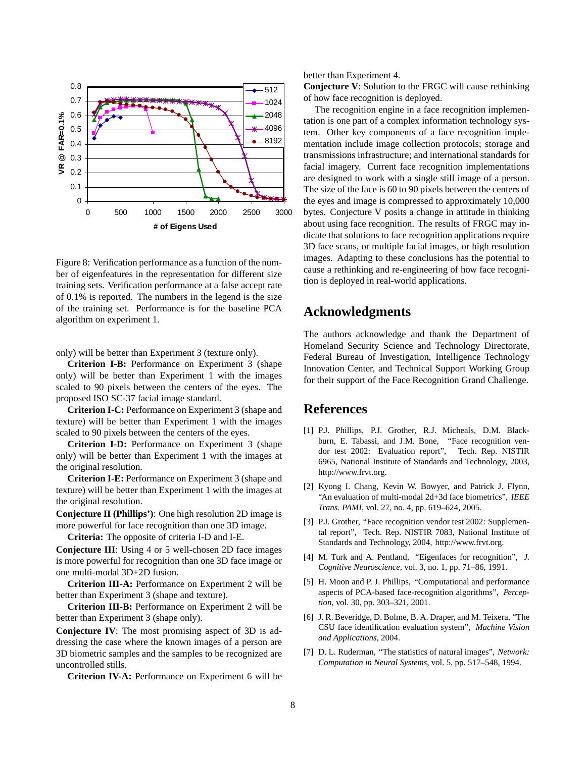0.8
0.7
0.6
0.5
0.4
0.3
0.2
0.1
0

VR @ FAR=0.1%

0 500 1000 1500 2000 2500 3000

# of Eigens Used

512
1024
2048
4096
8192

Figure 8: Verification performance as a function of the number of eigenfeatures in the representation for different size training sets. Verification performance at a false accept rate of 0.1% is reported. The numbers in the legend is the size of the training set. Performance is for the baseline PCA algorithm on experiment 1.

only) will be better than Experiment 3 (texture only).

**Criterion I-B:** Performance on Experiment 3 (shape only) will be better than Experiment 1 with the images scaled to 90 pixels between the centers of the eyes. The proposed ISO SC-37 facial image standard.

**Criterion I-C:** Performance on Experiment 3 (shape and texture) will be better than Experiment 1 with the images scaled to 90 pixels between the centers of the eyes.

**Criterion I-D:** Performance on Experiment 3 (shape only) will be better than Experiment 1 with the images at the original resolution.

**Criterion I-E:** Performance on Experiment 3 (shape and texture) will be better than Experiment 1 with the images at the original resolution.

**Conjecture II (Phillips')**: One high resolution 2D image is more powerful for face recognition than one 3D image.

**Criteria:** The opposite of criteria I-D and I-E.

**Conjecture III**: Using 4 or 5 well-chosen 2D face images is more powerful for recognition than one 3D face image or one multi-modal 3D+2D fusion.

**Criterion III-A:** Performance on Experiment 2 will be better than Experiment 3 (shape and texture).

**Criterion III-B:** Performance on Experiment 2 will be better than Experiment 3 (shape only).

**Conjecture IV**: The most promising aspect of 3D is addressing the case where the known images of a person are 3D biometric samples and the samples to be recognized are uncontrolled stills.

**Criterion IV-A:** Performance on Experiment 6 will be better than Experiment 4.

**Conjecture V**: Solution to the FRGC will cause rethinking of how face recognition is deployed.

The recognition engine in a face recognition implementation is one part of a complex information technology system. Other key components of a face recognition implementation include image collection protocols; storage and transmissions infrastructure; and international standards for facial imagery. Current face recognition implementations are designed to work with a single still image of a person. The size of the face is 60 to 90 pixels between the centers of the eyes and image is compressed to approximately 10,000 bytes. Conjecture V posits a change in attitude in thinking about using face recognition. The results of FRGC may indicate that solutions to face recognition applications require 3D face scans, or multiple facial images, or high resolution images. Adapting to these conclusions has the potential to cause a rethinking and re-engineering of how face recognition is deployed in real-world applications.

## Acknowledgments

The authors acknowledge and thank the Department of Homeland Security Science and Technology Directorate, Federal Bureau of Investigation, Intelligence Technology Innovation Center, and Technical Support Working Group for their support of the Face Recognition Grand Challenge.

## References

[1] P.J. Phillips, P.J. Grother, R.J. Micheals, D.M. Blackburn, E. Tabassi, and J.M. Bone, "Face recognition vendor test 2002: Evaluation report", Tech. Rep. NISTIR 6965, National Institute of Standards and Technology, 2003, http://www.frvt.org.

[2] Kyong I. Chang, Kevin W. Bowyer, and Patrick J. Flynn, "An evaluation of multi-modal 2d+3d face biometrics", *IEEE Trans. PAMI*, vol. 27, no. 4, pp. 619–624, 2005.

[3] P.J. Grother, "Face recognition vendor test 2002: Supplemental report", Tech. Rep. NISTIR 7083, National Institute of Standards and Technology, 2004, http://www.frvt.org.

[4] M. Turk and A. Pentland, "Eigenfaces for recognition", *J. Cognitive Neuroscience*, vol. 3, no. 1, pp. 71–86, 1991.

[5] H. Moon and P. J. Phillips, "Computational and performance aspects of PCA-based face-recognition algorithms", *Perception*, vol. 30, pp. 303–321, 2001.

[6] J. R. Beveridge, D. Bolme, B. A. Draper, and M. Teixera, "The CSU face identification evaluation system", *Machine Vision and Applications*, 2004.

[7] D. L. Ruderman, "The statistics of natural images", *Network: Computation in Neural Systems*, vol. 5, pp. 517–548, 1994.